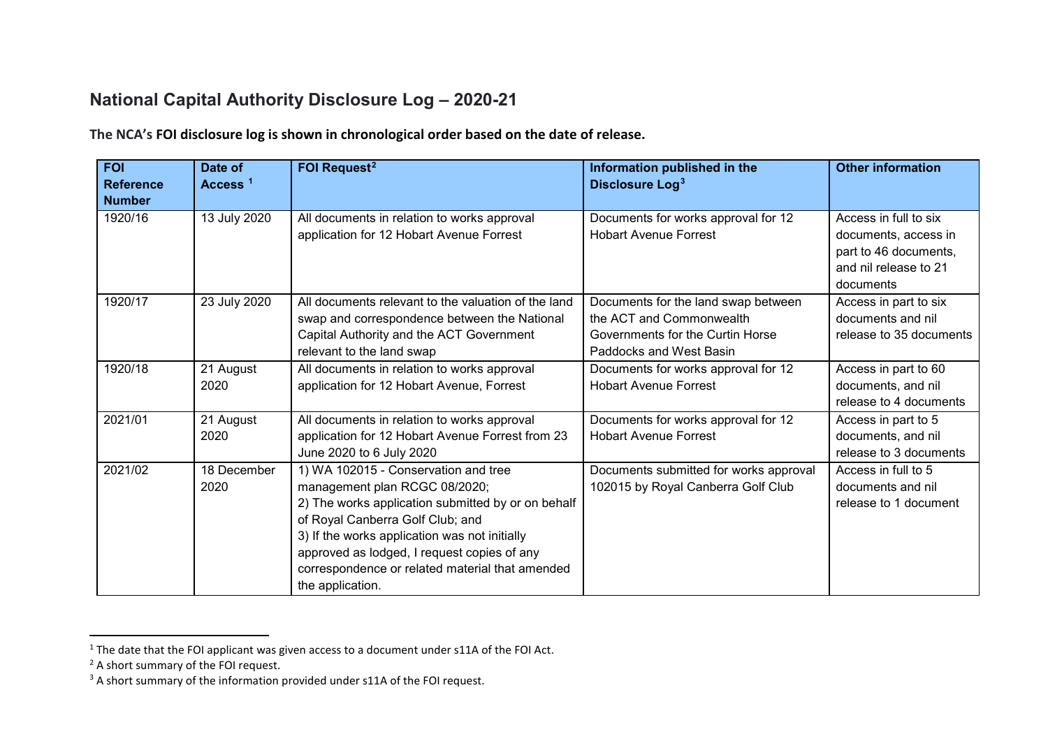# National Capital Authority Disclosure Log – 2020-21

**The NCA's FOI disclosure log is shown in chronological order based on the date of release.**

| FOI Reference Number | Date of Access [1] | FOI Request[2] | Information published in the Disclosure Log[3] | Other information |
|---|---|---|---|---|
| 1920/16 | 13 July 2020 | All documents in relation to works approval application for 12 Hobart Avenue Forrest | Documents for works approval for 12 Hobart Avenue Forrest | Access in full to six documents, access in part to 46 documents, and nil release to 21 documents |
| 1920/17 | 23 July 2020 | All documents relevant to the valuation of the land swap and correspondence between the National Capital Authority and the ACT Government relevant to the land swap | Documents for the land swap between the ACT and Commonwealth Governments for the Curtin Horse Paddocks and West Basin | Access in part to six documents and nil release to 35 documents |
| 1920/18 | 21 August 2020 | All documents in relation to works approval application for 12 Hobart Avenue, Forrest | Documents for works approval for 12 Hobart Avenue Forrest | Access in part to 60 documents, and nil release to 4 documents |
| 2021/01 | 21 August 2020 | All documents in relation to works approval application for 12 Hobart Avenue Forrest from 23 June 2020 to 6 July 2020 | Documents for works approval for 12 Hobart Avenue Forrest | Access in part to 5 documents, and nil release to 3 documents |
| 2021/02 | 18 December 2020 | 1) WA 102015 - Conservation and tree management plan RCGC 08/2020;<br>2) The works application submitted by or on behalf of Royal Canberra Golf Club; and<br>3) If the works application was not initially approved as lodged, I request copies of any correspondence or related material that amended the application. | Documents submitted for works approval 102015 by Royal Canberra Golf Club | Access in full to 5 documents and nil release to 1 document |

[1] The date that the FOI applicant was given access to a document under s11A of the FOI Act.

[2] A short summary of the FOI request.

[3] A short summary of the information provided under s11A of the FOI request.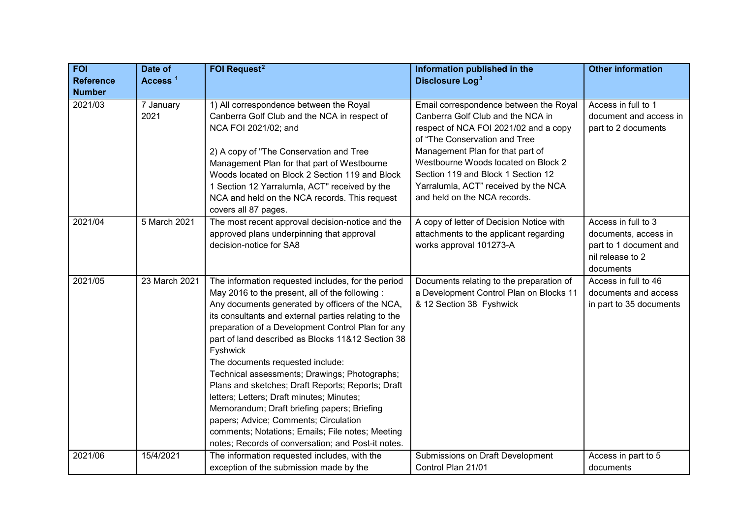| FOI Reference Number | Date of Access [1] | FOI Request [2] | Information published in the Disclosure Log [3] | Other information |
| --- | --- | --- | --- | --- |
| 2021/03 | 7 January 2021 | 1) All correspondence between the Royal Canberra Golf Club and the NCA in respect of NCA FOI 2021/02; and<br><br>2) A copy of "The Conservation and Tree Management Plan for that part of Westbourne Woods located on Block 2 Section 119 and Block 1 Section 12 Yarralumla, ACT" received by the NCA and held on the NCA records. This request covers all 87 pages. | Email correspondence between the Royal Canberra Golf Club and the NCA in respect of NCA FOI 2021/02 and a copy of "The Conservation and Tree Management Plan for that part of Westbourne Woods located on Block 2 Section 119 and Block 1 Section 12 Yarralumla, ACT" received by the NCA and held on the NCA records. | Access in full to 1 document and access in part to 2 documents |
| 2021/04 | 5 March 2021 | The most recent approval decision-notice and the approved plans underpinning that approval decision-notice for SA8 | A copy of letter of Decision Notice with attachments to the applicant regarding works approval 101273-A | Access in full to 3 documents, access in part to 1 document and nil release to 2 documents |
| 2021/05 | 23 March 2021 | The information requested includes, for the period May 2016 to the present, all of the following :<br>Any documents generated by officers of the NCA, its consultants and external parties relating to the preparation of a Development Control Plan for any part of land described as Blocks 11&12 Section 38 Fyshwick<br>The documents requested include:<br>Technical assessments; Drawings; Photographs; Plans and sketches; Draft Reports; Reports; Draft letters; Letters; Draft minutes; Minutes; Memorandum; Draft briefing papers; Briefing papers; Advice; Comments; Circulation comments; Notations; Emails; File notes; Meeting notes; Records of conversation; and Post-it notes. | Documents relating to the preparation of a Development Control Plan on Blocks 11 & 12 Section 38 Fyshwick | Access in full to 46 documents and access in part to 35 documents |
| 2021/06 | 15/4/2021 | The information requested includes, with the exception of the submission made by the | Submissions on Draft Development Control Plan 21/01 | Access in part to 5 documents |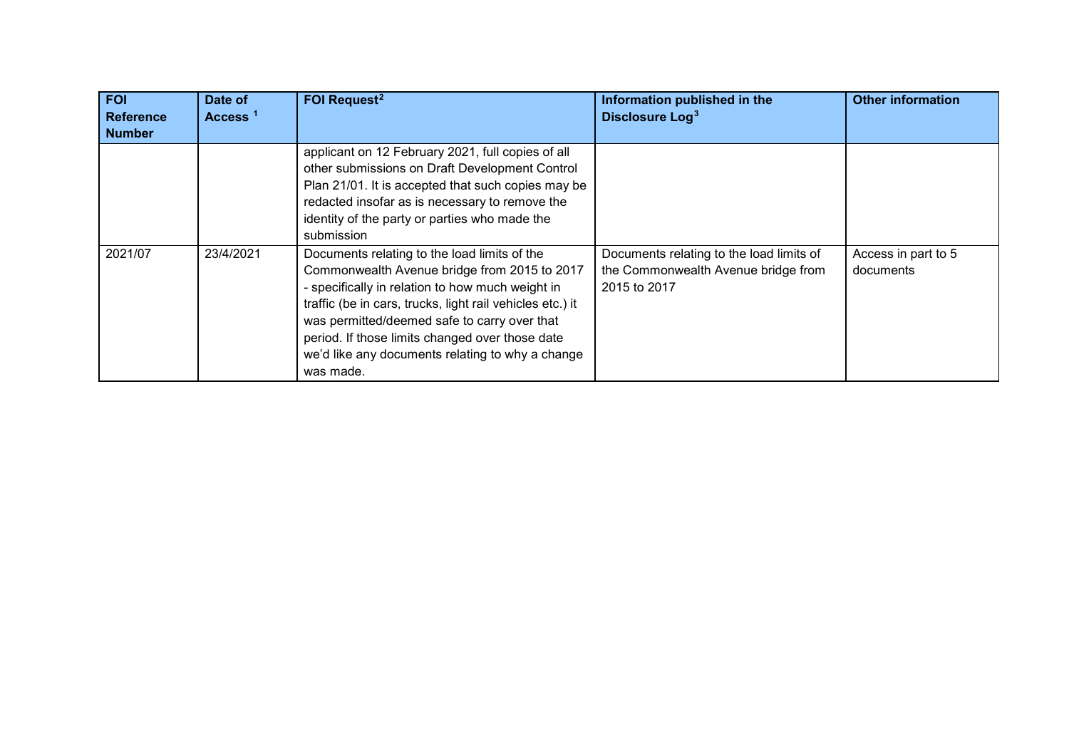| FOI Reference Number | Date of Access [1] | FOI Request[2] | Information published in the Disclosure Log[3] | Other information |
|---|---|---|---|---|
| | | applicant on 12 February 2021, full copies of all other submissions on Draft Development Control Plan 21/01. It is accepted that such copies may be redacted insofar as is necessary to remove the identity of the party or parties who made the submission | | |
| 2021/07 | 23/4/2021 | Documents relating to the load limits of the Commonwealth Avenue bridge from 2015 to 2017 - specifically in relation to how much weight in traffic (be in cars, trucks, light rail vehicles etc.) it was permitted/deemed safe to carry over that period. If those limits changed over those date we'd like any documents relating to why a change was made. | Documents relating to the load limits of the Commonwealth Avenue bridge from 2015 to 2017 | Access in part to 5 documents |